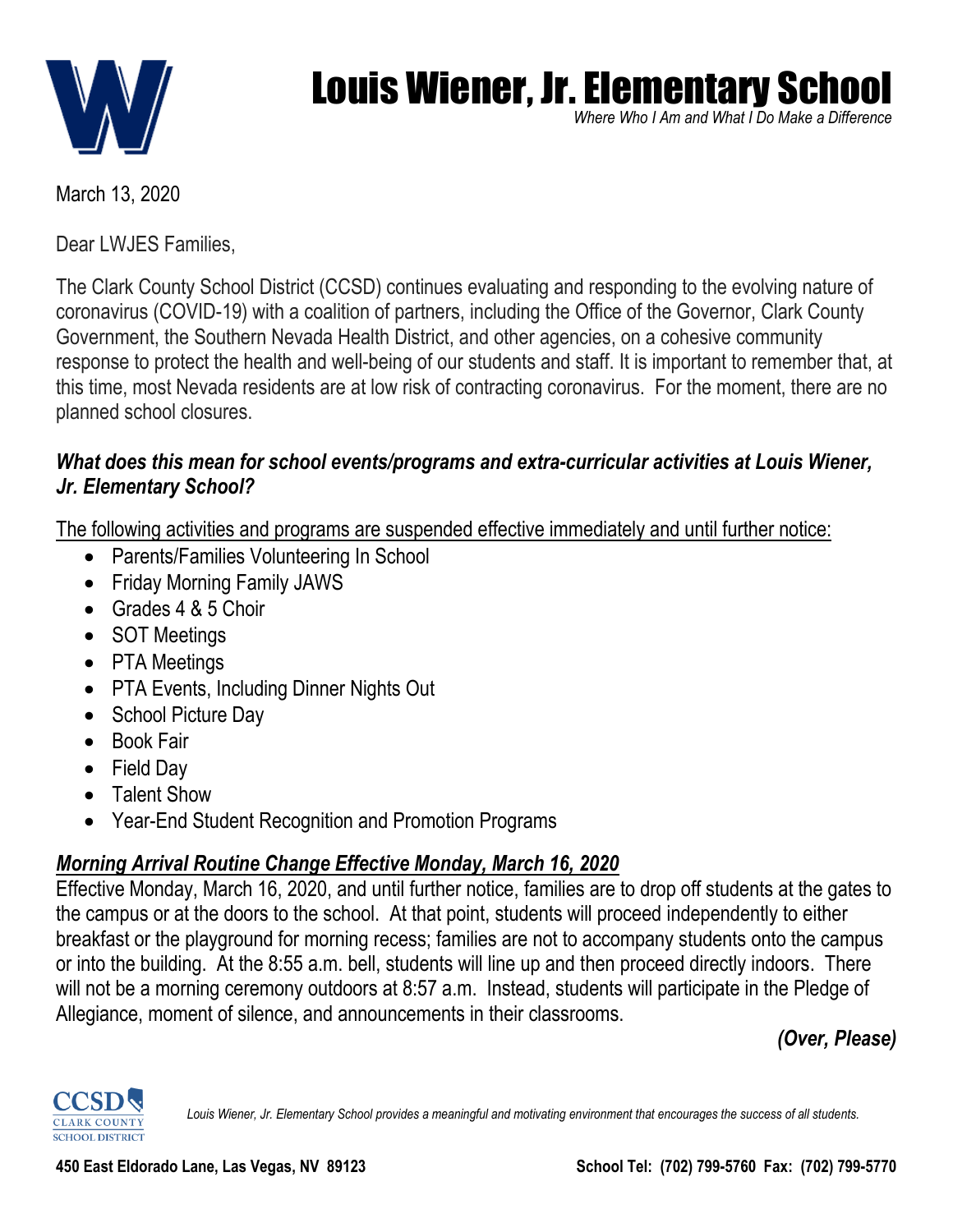# Louis Wiener, Jr. Elementary School

*Where Who I Am and What I Do Make a Difference*

March 13, 2020

Dear LWJES Families,

The Clark County School District (CCSD) continues evaluating and responding to the evolving nature of coronavirus (COVID-19) with a coalition of partners, including the Office of the Governor, Clark County Government, the Southern Nevada Health District, and other agencies, on a cohesive community response to protect the health and well-being of our students and staff. It is important to remember that, at this time, most Nevada residents are at low risk of contracting coronavirus. For the moment, there are no planned school closures.

***What does this mean for school events/programs and extra-curricular activities at Louis Wiener, Jr. Elementary School?***

<u>The following activities and programs are suspended effective immediately and until further notice:</u>

- Parents/Families Volunteering In School
- Friday Morning Family JAWS
- Grades 4 & 5 Choir
- SOT Meetings
- PTA Meetings
- PTA Events, Including Dinner Nights Out
- School Picture Day
- Book Fair
- Field Day
- Talent Show
- Year-End Student Recognition and Promotion Programs

***<u>Morning Arrival Routine Change Effective Monday, March 16, 2020</u>***

Effective Monday, March 16, 2020, and until further notice, families are to drop off students at the gates to the campus or at the doors to the school. At that point, students will proceed independently to either breakfast or the playground for morning recess; families are not to accompany students onto the campus or into the building. At the 8:55 a.m. bell, students will line up and then proceed directly indoors. There will not be a morning ceremony outdoors at 8:57 a.m. Instead, students will participate in the Pledge of Allegiance, moment of silence, and announcements in their classrooms.

***(Over, Please)***

*Louis Wiener, Jr. Elementary School provides a meaningful and motivating environment that encourages the success of all students.*

**450 East Eldorado Lane, Las Vegas, NV 89123** **School Tel: (702) 799-5760 Fax: (702) 799-5770**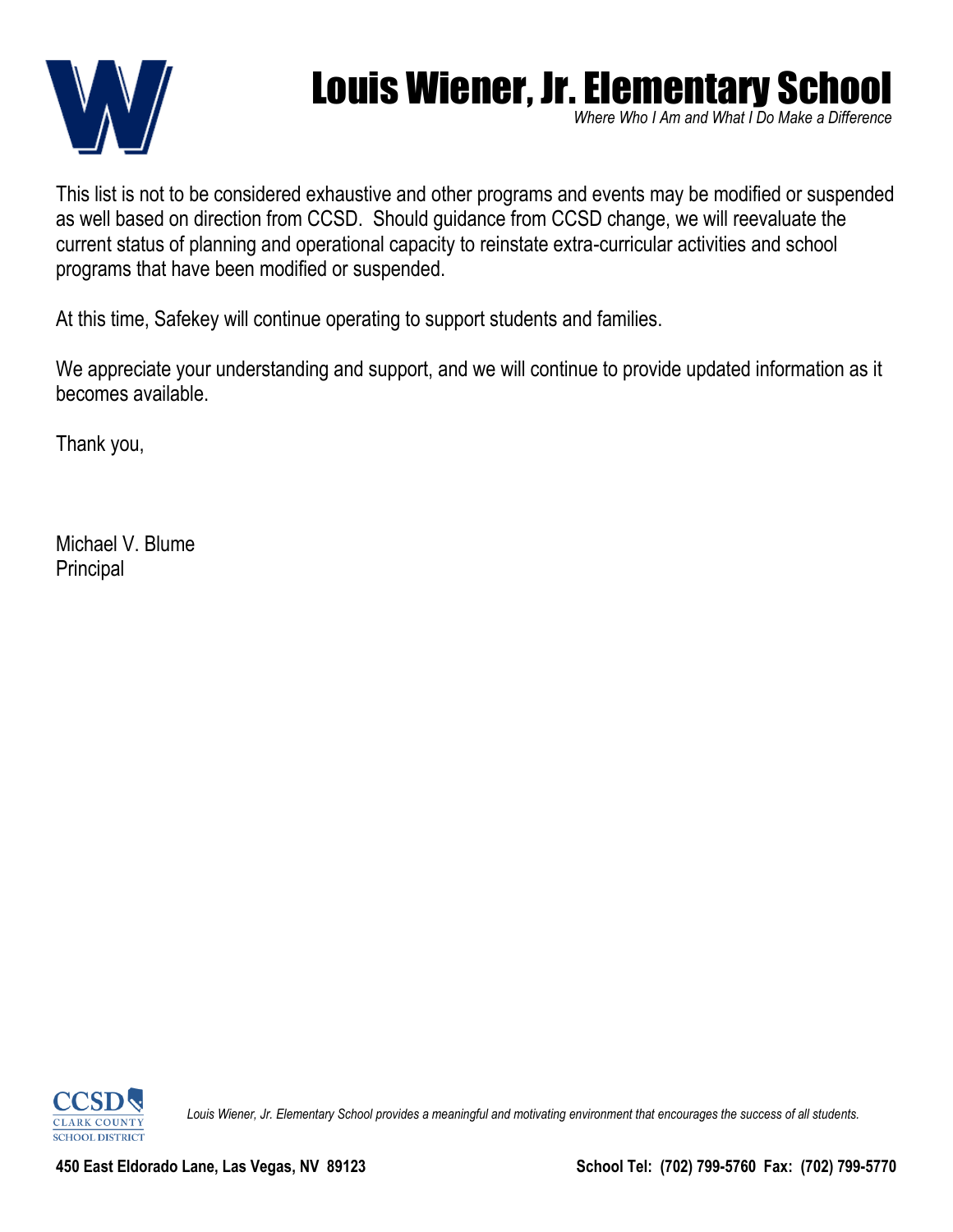This list is not to be considered exhaustive and other programs and events may be modified or suspended as well based on direction from CCSD. Should guidance from CCSD change, we will reevaluate the current status of planning and operational capacity to reinstate extra-curricular activities and school programs that have been modified or suspended.

At this time, Safekey will continue operating to support students and families.

We appreciate your understanding and support, and we will continue to provide updated information as it becomes available.

Thank you,

Michael V. Blume
Principal